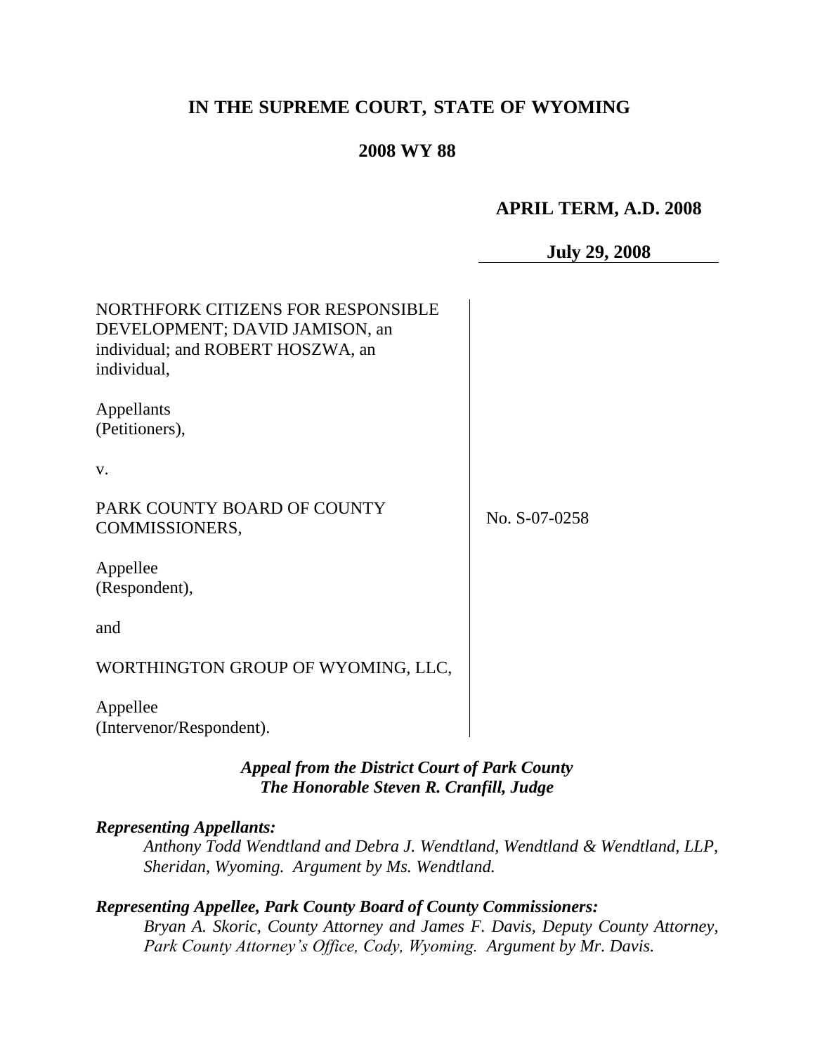# IN THE SUPREME COURT, STATE OF WYOMING

## 2008 WY 88

**APRIL TERM, A.D. 2008**

**July 29, 2008**

NORTHFORK CITIZENS FOR RESPONSIBLE DEVELOPMENT; DAVID JAMISON, an individual; and ROBERT HOSZWA, an individual,

Appellants
(Petitioners),

v.

PARK COUNTY BOARD OF COUNTY COMMISSIONERS,

Appellee
(Respondent),

and

WORTHINGTON GROUP OF WYOMING, LLC,

Appellee
(Intervenor/Respondent).

No. S-07-0258

***Appeal from the District Court of Park County***
***The Honorable Steven R. Cranfill, Judge***

***Representing Appellants:***

*Anthony Todd Wendtland and Debra J. Wendtland, Wendtland & Wendtland, LLP, Sheridan, Wyoming. Argument by Ms. Wendtland.*

***Representing Appellee, Park County Board of County Commissioners:***

*Bryan A. Skoric, County Attorney and James F. Davis, Deputy County Attorney, Park County Attorney's Office, Cody, Wyoming. Argument by Mr. Davis.*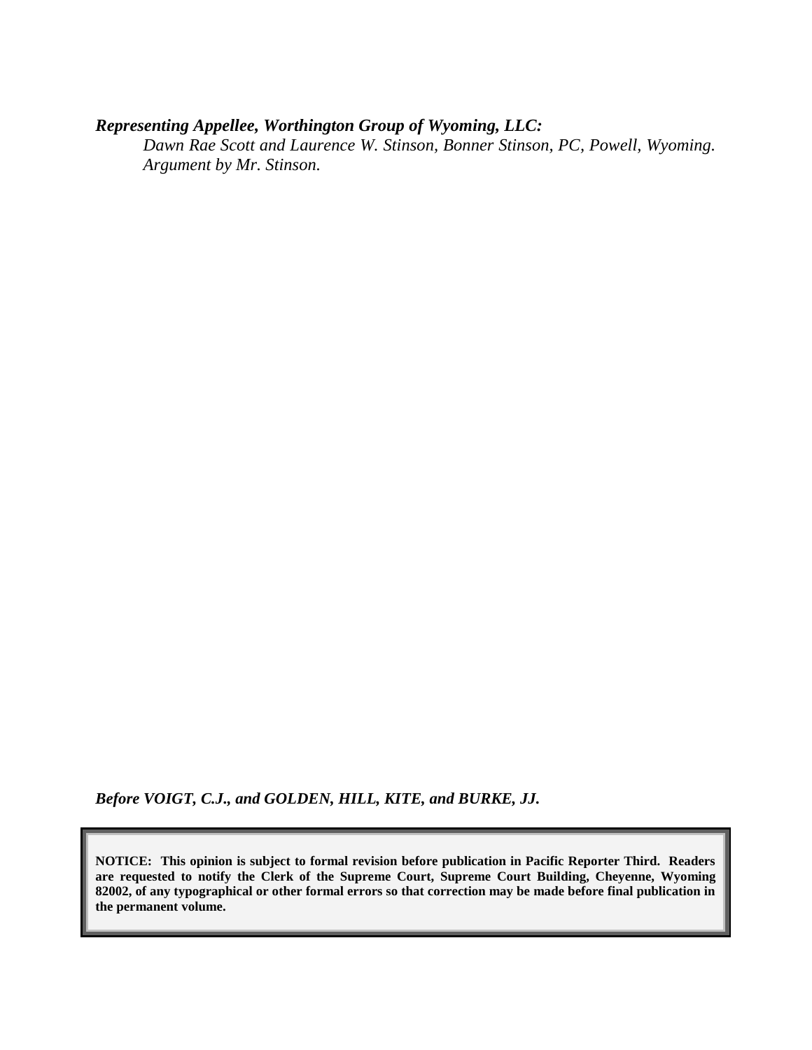***Representing Appellee, Worthington Group of Wyoming, LLC:***

*Dawn Rae Scott and Laurence W. Stinson, Bonner Stinson, PC, Powell, Wyoming. Argument by Mr. Stinson.*

***Before VOIGT, C.J., and GOLDEN, HILL, KITE, and BURKE, JJ.***

**NOTICE: This opinion is subject to formal revision before publication in Pacific Reporter Third. Readers are requested to notify the Clerk of the Supreme Court, Supreme Court Building, Cheyenne, Wyoming 82002, of any typographical or other formal errors so that correction may be made before final publication in the permanent volume.**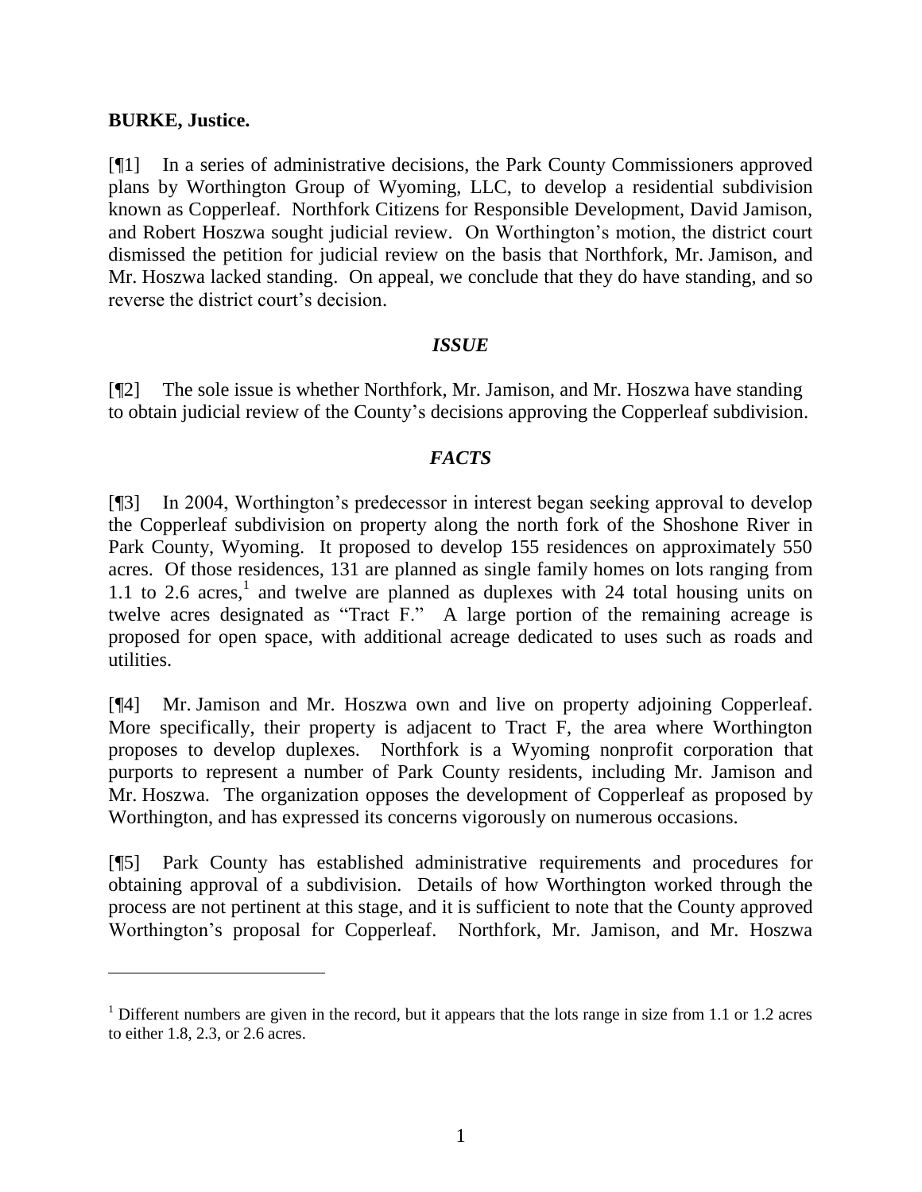**BURKE, Justice.**

[¶1] In a series of administrative decisions, the Park County Commissioners approved plans by Worthington Group of Wyoming, LLC, to develop a residential subdivision known as Copperleaf. Northfork Citizens for Responsible Development, David Jamison, and Robert Hoszwa sought judicial review. On Worthington's motion, the district court dismissed the petition for judicial review on the basis that Northfork, Mr. Jamison, and Mr. Hoszwa lacked standing. On appeal, we conclude that they do have standing, and so reverse the district court's decision.

### *ISSUE*

[¶2] The sole issue is whether Northfork, Mr. Jamison, and Mr. Hoszwa have standing to obtain judicial review of the County's decisions approving the Copperleaf subdivision.

### *FACTS*

[¶3] In 2004, Worthington's predecessor in interest began seeking approval to develop the Copperleaf subdivision on property along the north fork of the Shoshone River in Park County, Wyoming. It proposed to develop 155 residences on approximately 550 acres. Of those residences, 131 are planned as single family homes on lots ranging from 1.1 to 2.6 acres,[1] and twelve are planned as duplexes with 24 total housing units on twelve acres designated as "Tract F." A large portion of the remaining acreage is proposed for open space, with additional acreage dedicated to uses such as roads and utilities.

[¶4] Mr. Jamison and Mr. Hoszwa own and live on property adjoining Copperleaf. More specifically, their property is adjacent to Tract F, the area where Worthington proposes to develop duplexes. Northfork is a Wyoming nonprofit corporation that purports to represent a number of Park County residents, including Mr. Jamison and Mr. Hoszwa. The organization opposes the development of Copperleaf as proposed by Worthington, and has expressed its concerns vigorously on numerous occasions.

[¶5] Park County has established administrative requirements and procedures for obtaining approval of a subdivision. Details of how Worthington worked through the process are not pertinent at this stage, and it is sufficient to note that the County approved Worthington's proposal for Copperleaf. Northfork, Mr. Jamison, and Mr. Hoszwa

---

[1] Different numbers are given in the record, but it appears that the lots range in size from 1.1 or 1.2 acres to either 1.8, 2.3, or 2.6 acres.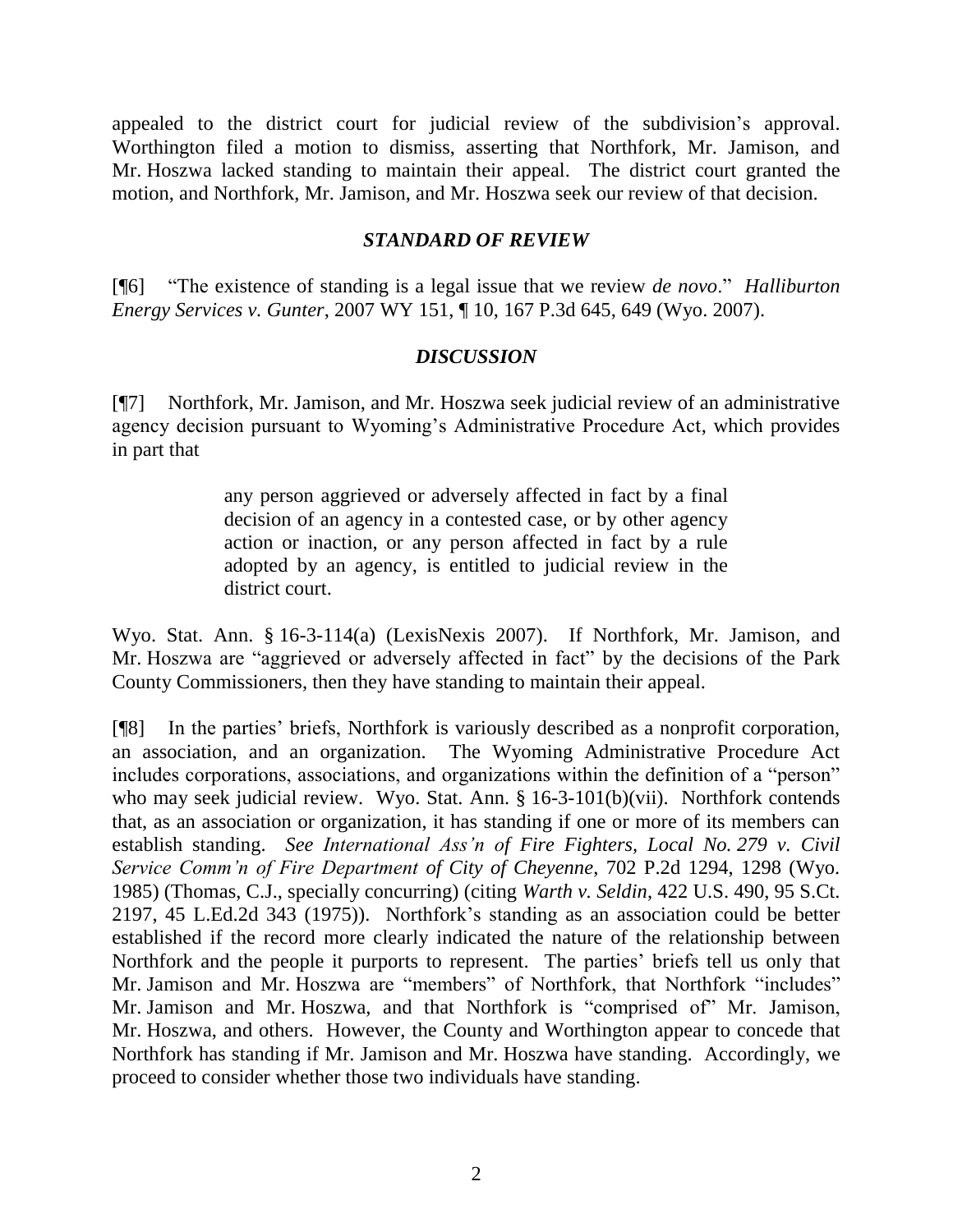appealed to the district court for judicial review of the subdivision's approval. Worthington filed a motion to dismiss, asserting that Northfork, Mr. Jamison, and Mr. Hoszwa lacked standing to maintain their appeal. The district court granted the motion, and Northfork, Mr. Jamison, and Mr. Hoszwa seek our review of that decision.

## *STANDARD OF REVIEW*

[¶6] "The existence of standing is a legal issue that we review *de novo*." *Halliburton Energy Services v. Gunter*, 2007 WY 151, ¶ 10, 167 P.3d 645, 649 (Wyo. 2007).

## *DISCUSSION*

[¶7] Northfork, Mr. Jamison, and Mr. Hoszwa seek judicial review of an administrative agency decision pursuant to Wyoming's Administrative Procedure Act, which provides in part that

> any person aggrieved or adversely affected in fact by a final decision of an agency in a contested case, or by other agency action or inaction, or any person affected in fact by a rule adopted by an agency, is entitled to judicial review in the district court.

Wyo. Stat. Ann. § 16-3-114(a) (LexisNexis 2007). If Northfork, Mr. Jamison, and Mr. Hoszwa are "aggrieved or adversely affected in fact" by the decisions of the Park County Commissioners, then they have standing to maintain their appeal.

[¶8] In the parties' briefs, Northfork is variously described as a nonprofit corporation, an association, and an organization. The Wyoming Administrative Procedure Act includes corporations, associations, and organizations within the definition of a "person" who may seek judicial review. Wyo. Stat. Ann. § 16-3-101(b)(vii). Northfork contends that, as an association or organization, it has standing if one or more of its members can establish standing. *See International Ass'n of Fire Fighters, Local No. 279 v. Civil Service Comm'n of Fire Department of City of Cheyenne*, 702 P.2d 1294, 1298 (Wyo. 1985) (Thomas, C.J., specially concurring) (citing *Warth v. Seldin*, 422 U.S. 490, 95 S.Ct. 2197, 45 L.Ed.2d 343 (1975)). Northfork's standing as an association could be better established if the record more clearly indicated the nature of the relationship between Northfork and the people it purports to represent. The parties' briefs tell us only that Mr. Jamison and Mr. Hoszwa are "members" of Northfork, that Northfork "includes" Mr. Jamison and Mr. Hoszwa, and that Northfork is "comprised of" Mr. Jamison, Mr. Hoszwa, and others. However, the County and Worthington appear to concede that Northfork has standing if Mr. Jamison and Mr. Hoszwa have standing. Accordingly, we proceed to consider whether those two individuals have standing.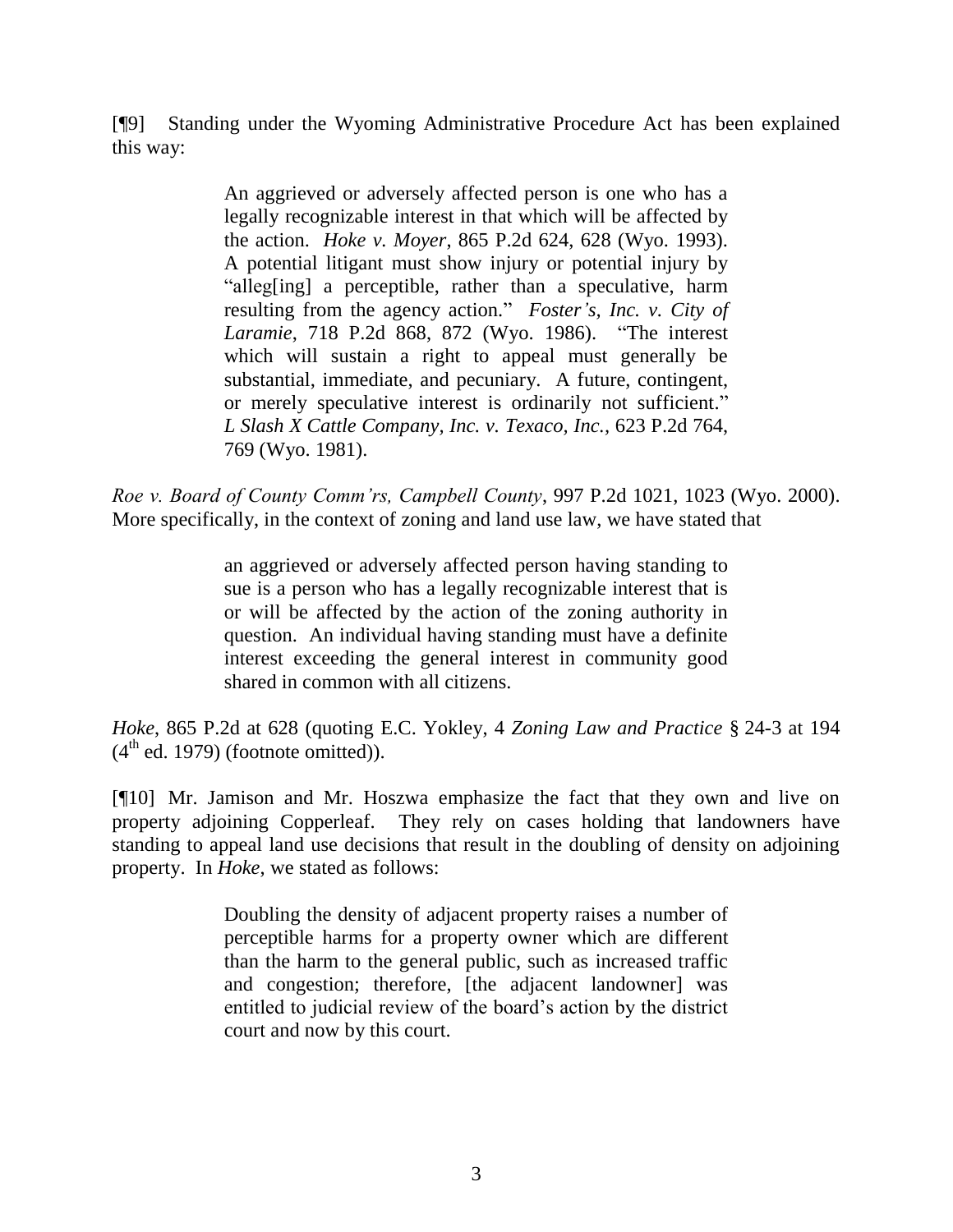[¶9] Standing under the Wyoming Administrative Procedure Act has been explained this way:

> An aggrieved or adversely affected person is one who has a legally recognizable interest in that which will be affected by the action. *Hoke v. Moyer*, 865 P.2d 624, 628 (Wyo. 1993). A potential litigant must show injury or potential injury by "alleg[ing] a perceptible, rather than a speculative, harm resulting from the agency action." *Foster's, Inc. v. City of Laramie*, 718 P.2d 868, 872 (Wyo. 1986). "The interest which will sustain a right to appeal must generally be substantial, immediate, and pecuniary. A future, contingent, or merely speculative interest is ordinarily not sufficient." *L Slash X Cattle Company, Inc. v. Texaco, Inc.*, 623 P.2d 764, 769 (Wyo. 1981).

*Roe v. Board of County Comm'rs, Campbell County*, 997 P.2d 1021, 1023 (Wyo. 2000). More specifically, in the context of zoning and land use law, we have stated that

> an aggrieved or adversely affected person having standing to sue is a person who has a legally recognizable interest that is or will be affected by the action of the zoning authority in question. An individual having standing must have a definite interest exceeding the general interest in community good shared in common with all citizens.

*Hoke*, 865 P.2d at 628 (quoting E.C. Yokley, 4 *Zoning Law and Practice* § 24-3 at 194 (4th ed. 1979) (footnote omitted)).

[¶10] Mr. Jamison and Mr. Hoszwa emphasize the fact that they own and live on property adjoining Copperleaf. They rely on cases holding that landowners have standing to appeal land use decisions that result in the doubling of density on adjoining property. In *Hoke*, we stated as follows:

> Doubling the density of adjacent property raises a number of perceptible harms for a property owner which are different than the harm to the general public, such as increased traffic and congestion; therefore, [the adjacent landowner] was entitled to judicial review of the board's action by the district court and now by this court.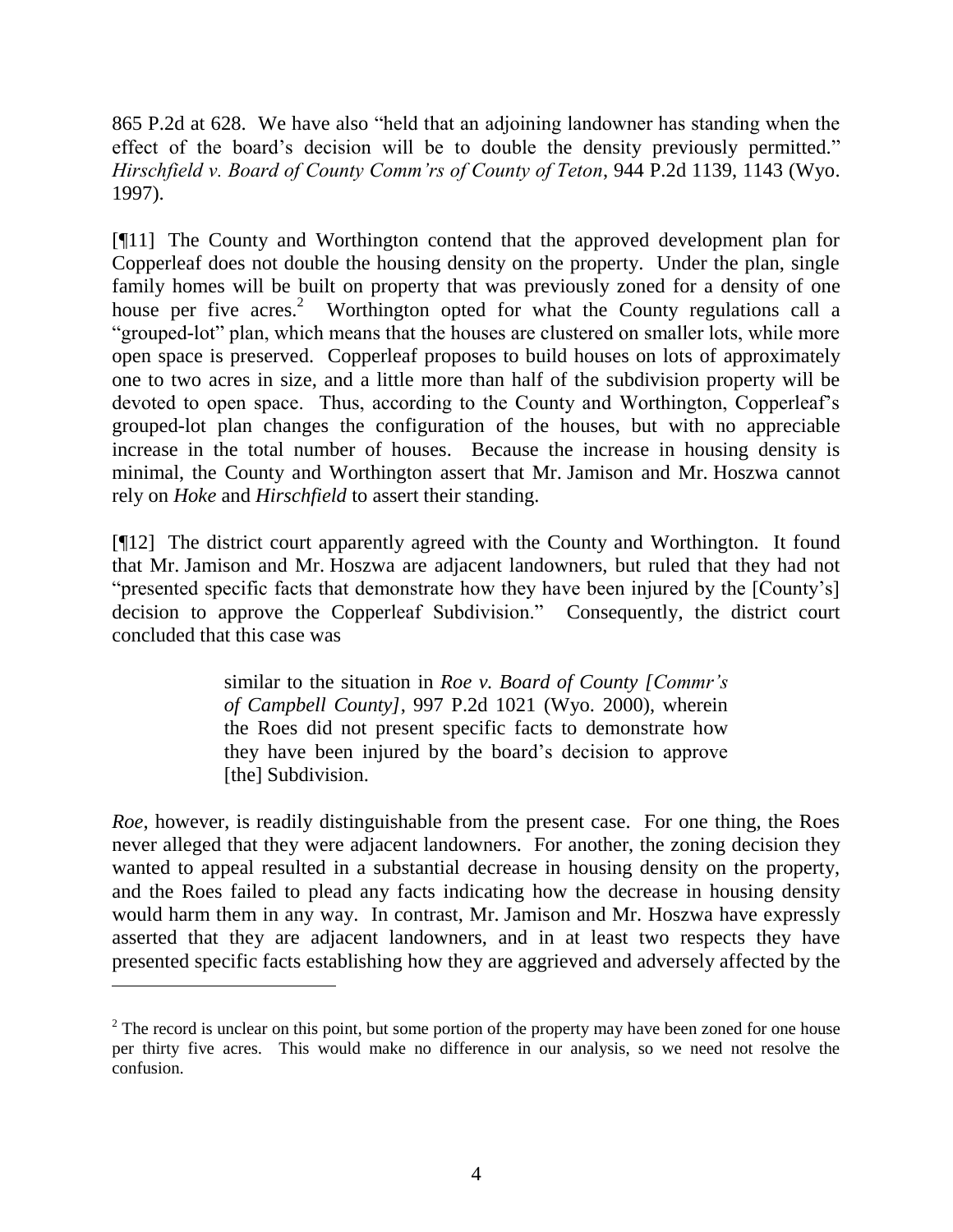865 P.2d at 628. We have also "held that an adjoining landowner has standing when the effect of the board's decision will be to double the density previously permitted." *Hirschfield v. Board of County Comm'rs of County of Teton*, 944 P.2d 1139, 1143 (Wyo. 1997).

[¶11] The County and Worthington contend that the approved development plan for Copperleaf does not double the housing density on the property. Under the plan, single family homes will be built on property that was previously zoned for a density of one house per five acres.[2] Worthington opted for what the County regulations call a "grouped-lot" plan, which means that the houses are clustered on smaller lots, while more open space is preserved. Copperleaf proposes to build houses on lots of approximately one to two acres in size, and a little more than half of the subdivision property will be devoted to open space. Thus, according to the County and Worthington, Copperleaf's grouped-lot plan changes the configuration of the houses, but with no appreciable increase in the total number of houses. Because the increase in housing density is minimal, the County and Worthington assert that Mr. Jamison and Mr. Hoszwa cannot rely on *Hoke* and *Hirschfield* to assert their standing.

[¶12] The district court apparently agreed with the County and Worthington. It found that Mr. Jamison and Mr. Hoszwa are adjacent landowners, but ruled that they had not "presented specific facts that demonstrate how they have been injured by the [County's] decision to approve the Copperleaf Subdivision." Consequently, the district court concluded that this case was

> similar to the situation in *Roe v. Board of County [Commr's of Campbell County]*, 997 P.2d 1021 (Wyo. 2000), wherein the Roes did not present specific facts to demonstrate how they have been injured by the board's decision to approve [the] Subdivision.

*Roe*, however, is readily distinguishable from the present case. For one thing, the Roes never alleged that they were adjacent landowners. For another, the zoning decision they wanted to appeal resulted in a substantial decrease in housing density on the property, and the Roes failed to plead any facts indicating how the decrease in housing density would harm them in any way. In contrast, Mr. Jamison and Mr. Hoszwa have expressly asserted that they are adjacent landowners, and in at least two respects they have presented specific facts establishing how they are aggrieved and adversely affected by the

---

[2] The record is unclear on this point, but some portion of the property may have been zoned for one house per thirty five acres. This would make no difference in our analysis, so we need not resolve the confusion.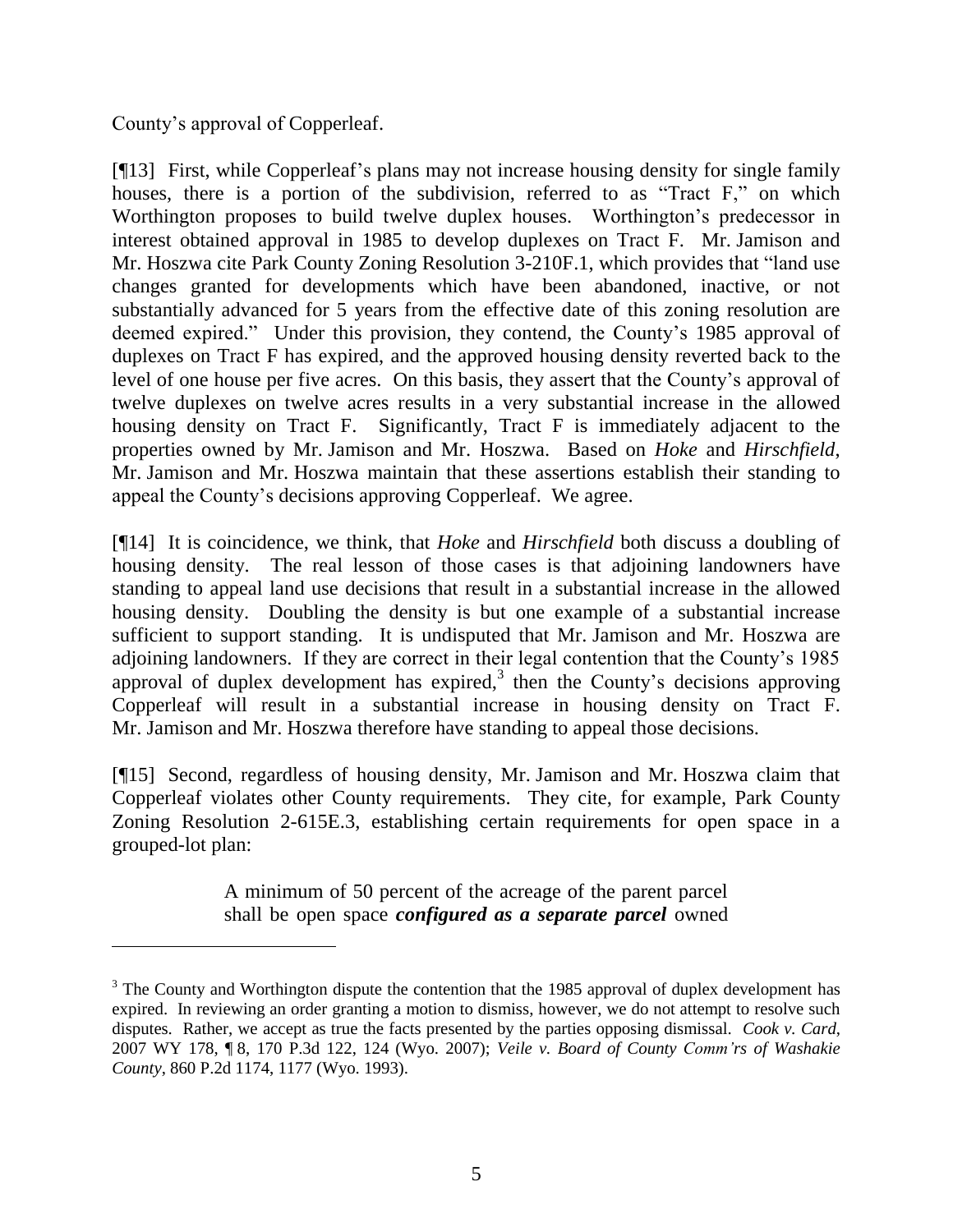County's approval of Copperleaf.

[¶13] First, while Copperleaf's plans may not increase housing density for single family houses, there is a portion of the subdivision, referred to as "Tract F," on which Worthington proposes to build twelve duplex houses. Worthington's predecessor in interest obtained approval in 1985 to develop duplexes on Tract F. Mr. Jamison and Mr. Hoszwa cite Park County Zoning Resolution 3-210F.1, which provides that "land use changes granted for developments which have been abandoned, inactive, or not substantially advanced for 5 years from the effective date of this zoning resolution are deemed expired." Under this provision, they contend, the County's 1985 approval of duplexes on Tract F has expired, and the approved housing density reverted back to the level of one house per five acres. On this basis, they assert that the County's approval of twelve duplexes on twelve acres results in a very substantial increase in the allowed housing density on Tract F. Significantly, Tract F is immediately adjacent to the properties owned by Mr. Jamison and Mr. Hoszwa. Based on *Hoke* and *Hirschfield*, Mr. Jamison and Mr. Hoszwa maintain that these assertions establish their standing to appeal the County's decisions approving Copperleaf. We agree.

[¶14] It is coincidence, we think, that *Hoke* and *Hirschfield* both discuss a doubling of housing density. The real lesson of those cases is that adjoining landowners have standing to appeal land use decisions that result in a substantial increase in the allowed housing density. Doubling the density is but one example of a substantial increase sufficient to support standing. It is undisputed that Mr. Jamison and Mr. Hoszwa are adjoining landowners. If they are correct in their legal contention that the County's 1985 approval of duplex development has expired,[3] then the County's decisions approving Copperleaf will result in a substantial increase in housing density on Tract F. Mr. Jamison and Mr. Hoszwa therefore have standing to appeal those decisions.

[¶15] Second, regardless of housing density, Mr. Jamison and Mr. Hoszwa claim that Copperleaf violates other County requirements. They cite, for example, Park County Zoning Resolution 2-615E.3, establishing certain requirements for open space in a grouped-lot plan:

> A minimum of 50 percent of the acreage of the parent parcel shall be open space ***configured as a separate parcel*** owned

---

[3] The County and Worthington dispute the contention that the 1985 approval of duplex development has expired. In reviewing an order granting a motion to dismiss, however, we do not attempt to resolve such disputes. Rather, we accept as true the facts presented by the parties opposing dismissal. *Cook v. Card*, 2007 WY 178, ¶ 8, 170 P.3d 122, 124 (Wyo. 2007); *Veile v. Board of County Comm'rs of Washakie County*, 860 P.2d 1174, 1177 (Wyo. 1993).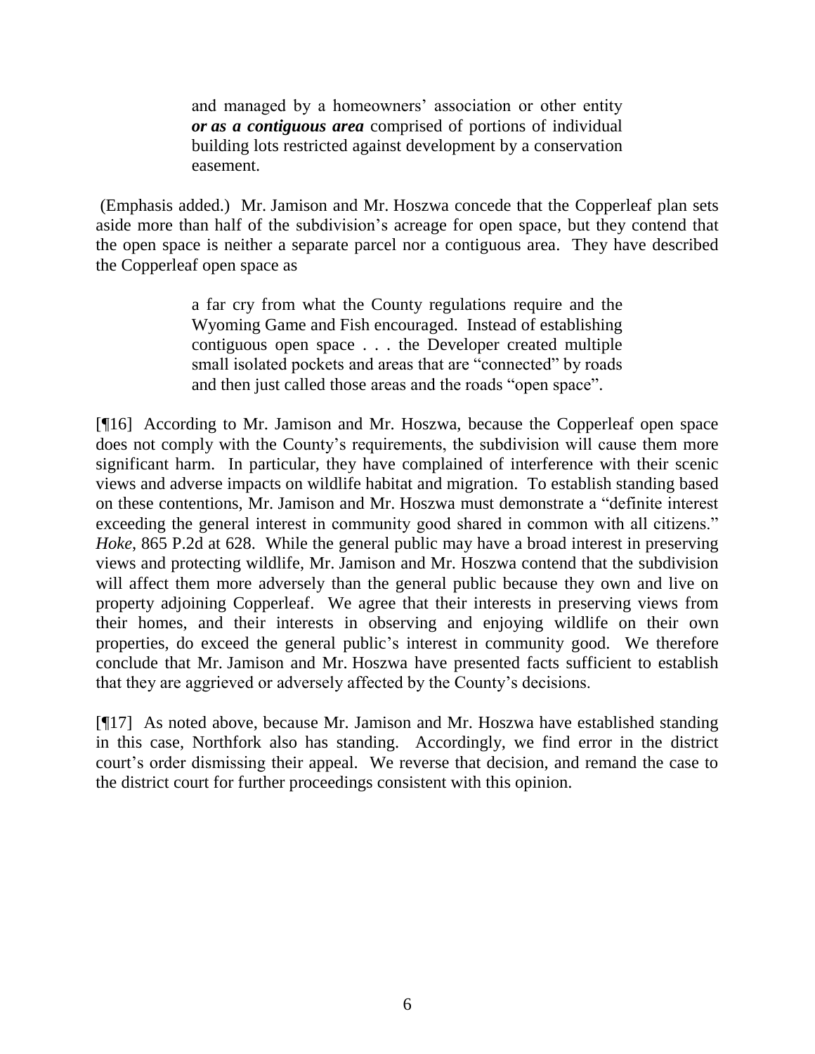> and managed by a homeowners' association or other entity ***or as a contiguous area*** comprised of portions of individual building lots restricted against development by a conservation easement.

(Emphasis added.) Mr. Jamison and Mr. Hoszwa concede that the Copperleaf plan sets aside more than half of the subdivision's acreage for open space, but they contend that the open space is neither a separate parcel nor a contiguous area. They have described the Copperleaf open space as

> a far cry from what the County regulations require and the Wyoming Game and Fish encouraged. Instead of establishing contiguous open space . . . the Developer created multiple small isolated pockets and areas that are "connected" by roads and then just called those areas and the roads "open space".

[¶16] According to Mr. Jamison and Mr. Hoszwa, because the Copperleaf open space does not comply with the County's requirements, the subdivision will cause them more significant harm. In particular, they have complained of interference with their scenic views and adverse impacts on wildlife habitat and migration. To establish standing based on these contentions, Mr. Jamison and Mr. Hoszwa must demonstrate a "definite interest exceeding the general interest in community good shared in common with all citizens." *Hoke*, 865 P.2d at 628. While the general public may have a broad interest in preserving views and protecting wildlife, Mr. Jamison and Mr. Hoszwa contend that the subdivision will affect them more adversely than the general public because they own and live on property adjoining Copperleaf. We agree that their interests in preserving views from their homes, and their interests in observing and enjoying wildlife on their own properties, do exceed the general public's interest in community good. We therefore conclude that Mr. Jamison and Mr. Hoszwa have presented facts sufficient to establish that they are aggrieved or adversely affected by the County's decisions.

[¶17] As noted above, because Mr. Jamison and Mr. Hoszwa have established standing in this case, Northfork also has standing. Accordingly, we find error in the district court's order dismissing their appeal. We reverse that decision, and remand the case to the district court for further proceedings consistent with this opinion.